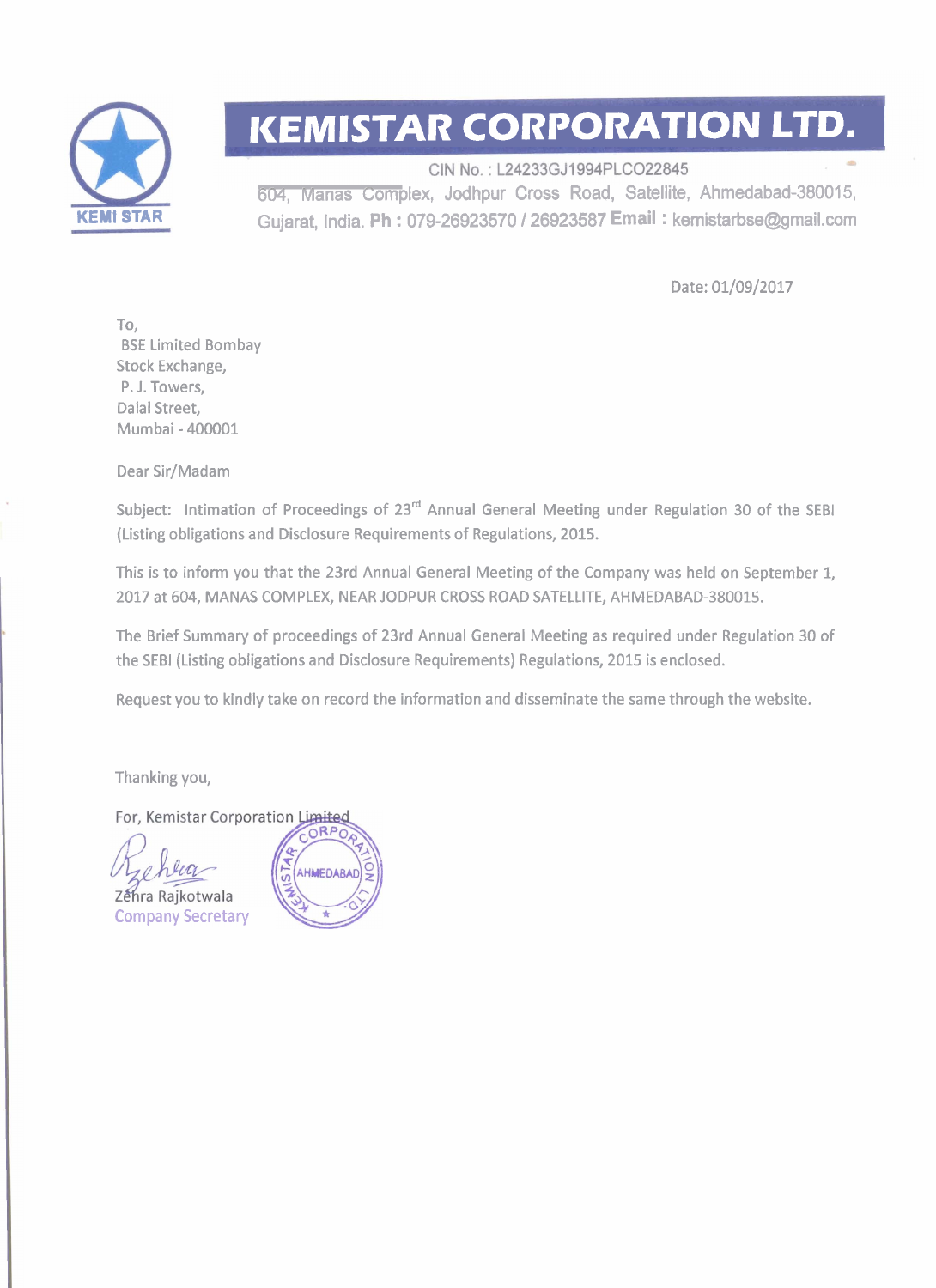# KEMISTAR CORPORATION LTD.

KEMI STAR

CIN No. : L24233GJ1994PLCO22845

604, Manas Complex, Jodhpur Cross Road, Satellite, Ahmedabad-380015, Gujarat, India. **Ph :** 079-26923570 / 26923587 **Email :** kemistarbse@gmail.com

Date: 01/09/2017

To,
BSE Limited Bombay
Stock Exchange,
P. J. Towers,
Dalal Street,
Mumbai - 400001

Dear Sir/Madam

Subject: Intimation of Proceedings of 23rd Annual General Meeting under Regulation 30 of the SEBI (Listing obligations and Disclosure Requirements of Regulations, 2015.

This is to inform you that the 23rd Annual General Meeting of the Company was held on September 1, 2017 at 604, MANAS COMPLEX, NEAR JODPUR CROSS ROAD SATELLITE, AHMEDABAD-380015.

The Brief Summary of proceedings of 23rd Annual General Meeting as required under Regulation 30 of the SEBI (Listing obligations and Disclosure Requirements) Regulations, 2015 is enclosed.

Request you to kindly take on record the information and disseminate the same through the website.

Thanking you,

For, Kemistar Corporation Limited

Zehra Rajkotwala
Company Secretary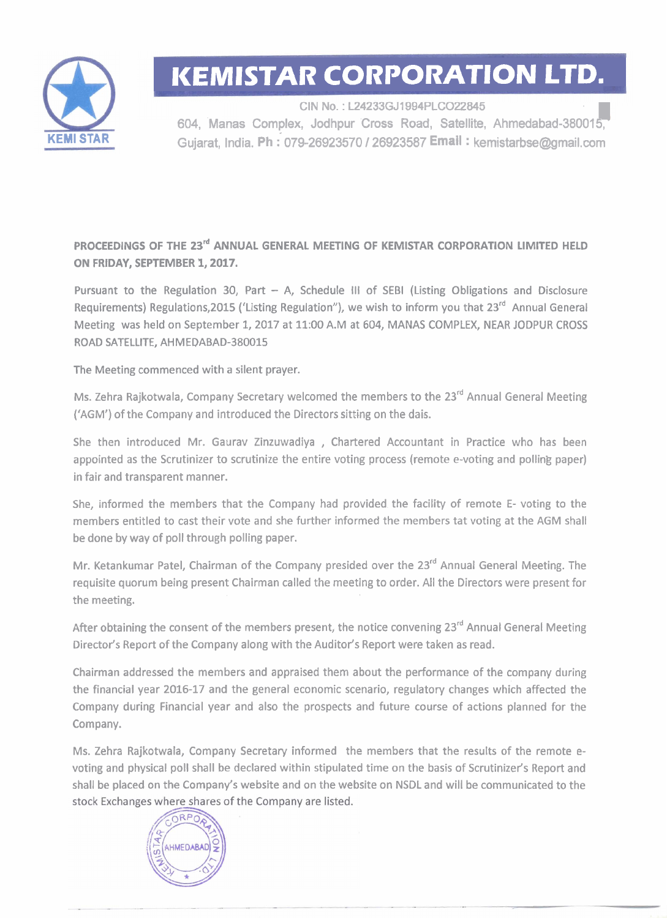# KEMISTAR CORPORATION LTD.

CIN No. : L24233GJ1994PLCO22845

604, Manas Complex, Jodhpur Cross Road, Satellite, Ahmedabad-380015, Gujarat, India. **Ph :** 079-26923570 / 26923587 **Email :** kemistarbse@gmail.com

**PROCEEDINGS OF THE 23rd ANNUAL GENERAL MEETING OF KEMISTAR CORPORATION LIMITED HELD ON FRIDAY, SEPTEMBER 1, 2017.**

Pursuant to the Regulation 30, Part – A, Schedule III of SEBI (Listing Obligations and Disclosure Requirements) Regulations,2015 ('Listing Regulation"), we wish to inform you that 23rd Annual General Meeting was held on September 1, 2017 at 11:00 A.M at 604, MANAS COMPLEX, NEAR JODPUR CROSS ROAD SATELLITE, AHMEDABAD-380015

The Meeting commenced with a silent prayer.

Ms. Zehra Rajkotwala, Company Secretary welcomed the members to the 23rd Annual General Meeting ('AGM') of the Company and introduced the Directors sitting on the dais.

She then introduced Mr. Gaurav Zinzuwadiya , Chartered Accountant in Practice who has been appointed as the Scrutinizer to scrutinize the entire voting process (remote e-voting and polling paper) in fair and transparent manner.

She, informed the members that the Company had provided the facility of remote E- voting to the members entitled to cast their vote and she further informed the members tat voting at the AGM shall be done by way of poll through polling paper.

Mr. Ketankumar Patel, Chairman of the Company presided over the 23rd Annual General Meeting. The requisite quorum being present Chairman called the meeting to order. All the Directors were present for the meeting.

After obtaining the consent of the members present, the notice convening 23rd Annual General Meeting Director's Report of the Company along with the Auditor's Report were taken as read.

Chairman addressed the members and appraised them about the performance of the company during the financial year 2016-17 and the general economic scenario, regulatory changes which affected the Company during Financial year and also the prospects and future course of actions planned for the Company.

Ms. Zehra Rajkotwala, Company Secretary informed the members that the results of the remote e-voting and physical poll shall be declared within stipulated time on the basis of Scrutinizer's Report and shall be placed on the Company's website and on the website on NSDL and will be communicated to the stock Exchanges where shares of the Company are listed.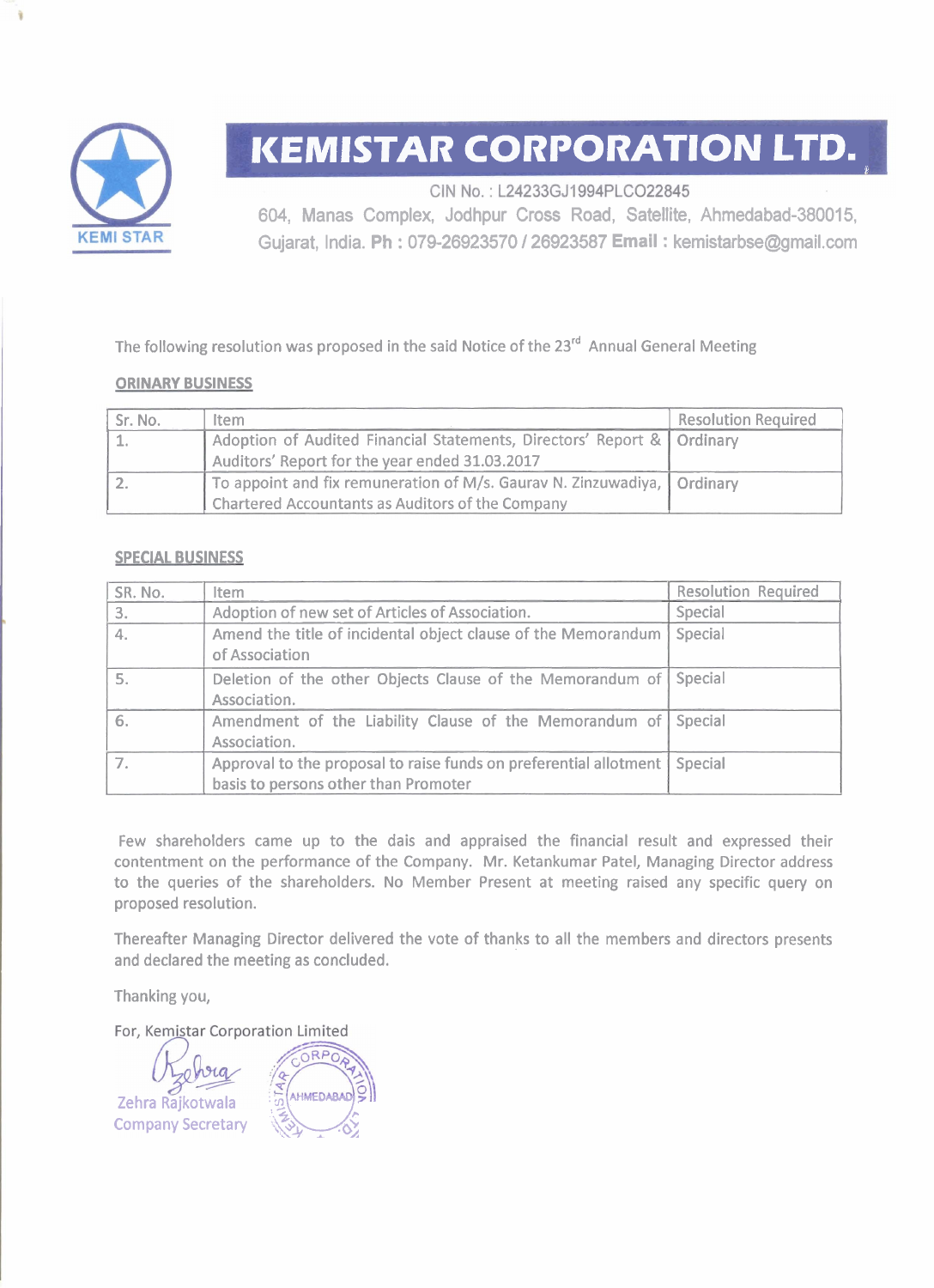# KEMISTAR CORPORATION LTD.

CIN No. : L24233GJ1994PLCO22845

604, Manas Complex, Jodhpur Cross Road, Satellite, Ahmedabad-380015, Gujarat, India. **Ph :** 079-26923570 / 26923587 **Email :** kemistarbse@gmail.com

The following resolution was proposed in the said Notice of the 23rd Annual General Meeting

**ORINARY BUSINESS**

| Sr. No. | Item | Resolution Required |
|---|---|---|
| 1. | Adoption of Audited Financial Statements, Directors' Report & Auditors' Report for the year ended 31.03.2017 | Ordinary |
| 2. | To appoint and fix remuneration of M/s. Gaurav N. Zinzuwadiya, Chartered Accountants as Auditors of the Company | Ordinary |

**SPECIAL BUSINESS**

| SR. No. | Item | Resolution Required |
|---|---|---|
| 3. | Adoption of new set of Articles of Association. | Special |
| 4. | Amend the title of incidental object clause of the Memorandum of Association | Special |
| 5. | Deletion of the other Objects Clause of the Memorandum of Association. | Special |
| 6. | Amendment of the Liability Clause of the Memorandum of Association. | Special |
| 7. | Approval to the proposal to raise funds on preferential allotment basis to persons other than Promoter | Special |

Few shareholders came up to the dais and appraised the financial result and expressed their contentment on the performance of the Company. Mr. Ketankumar Patel, Managing Director address to the queries of the shareholders. No Member Present at meeting raised any specific query on proposed resolution.

Thereafter Managing Director delivered the vote of thanks to all the members and directors presents and declared the meeting as concluded.

Thanking you,

For, Kemistar Corporation Limited

Zehra Rajkotwala
Company Secretary